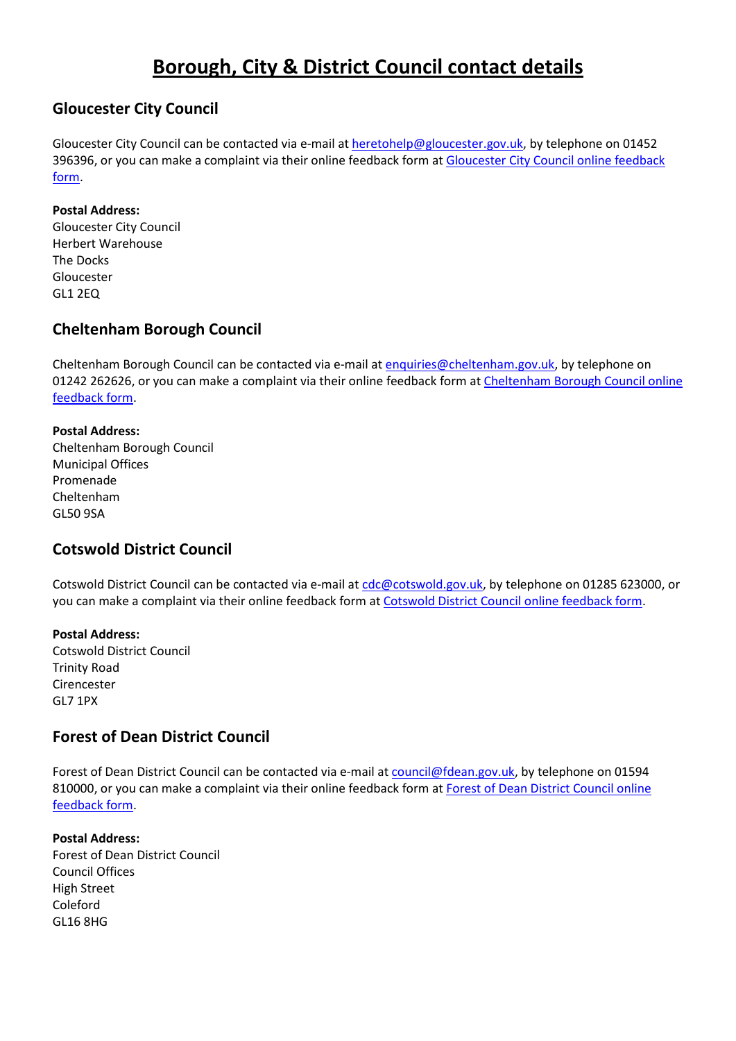# Borough, City & District Council contact details

## Gloucester City Council

Gloucester City Council can be contacted via e-mail at heretohelp@gloucester.gov.uk, by telephone on 01452 396396, or you can make a complaint via their online feedback form at Gloucester City Council online feedback form.

**Postal Address:**
Gloucester City Council
Herbert Warehouse
The Docks
Gloucester
GL1 2EQ

## Cheltenham Borough Council

Cheltenham Borough Council can be contacted via e-mail at enquiries@cheltenham.gov.uk, by telephone on 01242 262626, or you can make a complaint via their online feedback form at Cheltenham Borough Council online feedback form.

**Postal Address:**
Cheltenham Borough Council
Municipal Offices
Promenade
Cheltenham
GL50 9SA

## Cotswold District Council

Cotswold District Council can be contacted via e-mail at cdc@cotswold.gov.uk, by telephone on 01285 623000, or you can make a complaint via their online feedback form at Cotswold District Council online feedback form.

**Postal Address:**
Cotswold District Council
Trinity Road
Cirencester
GL7 1PX

## Forest of Dean District Council

Forest of Dean District Council can be contacted via e-mail at council@fdean.gov.uk, by telephone on 01594 810000, or you can make a complaint via their online feedback form at Forest of Dean District Council online feedback form.

**Postal Address:**
Forest of Dean District Council
Council Offices
High Street
Coleford
GL16 8HG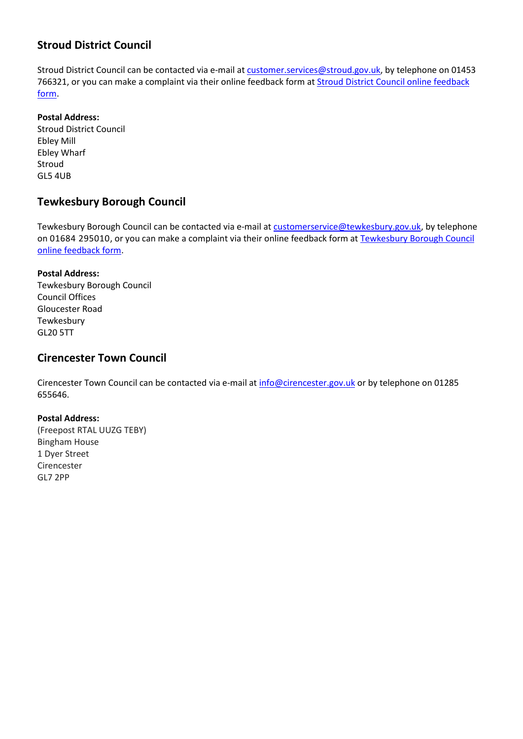## Stroud District Council

Stroud District Council can be contacted via e-mail at customer.services@stroud.gov.uk, by telephone on 01453 766321, or you can make a complaint via their online feedback form at Stroud District Council online feedback form.

**Postal Address:**
Stroud District Council
Ebley Mill
Ebley Wharf
Stroud
GL5 4UB

## Tewkesbury Borough Council

Tewkesbury Borough Council can be contacted via e-mail at customerservice@tewkesbury.gov.uk, by telephone on 01684 295010, or you can make a complaint via their online feedback form at Tewkesbury Borough Council online feedback form.

**Postal Address:**
Tewkesbury Borough Council
Council Offices
Gloucester Road
Tewkesbury
GL20 5TT

## Cirencester Town Council

Cirencester Town Council can be contacted via e-mail at info@cirencester.gov.uk or by telephone on 01285 655646.

**Postal Address:**
(Freepost RTAL UUZG TEBY)
Bingham House
1 Dyer Street
Cirencester
GL7 2PP